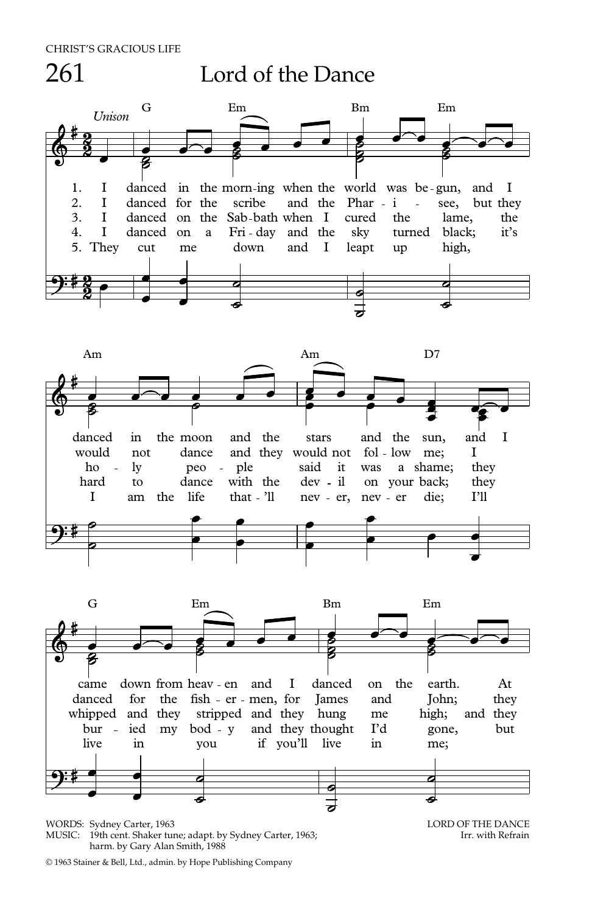# 261 Lord of the Dance

*Unison*

G Em Bm Em

1. I danced in the morn-ing when the world was be-gun, and I
2. I danced for the scribe and the Phar - i - see, but they
3. I danced on the Sab-bath when I cured the lame, the
4. I danced on a Fri-day and the sky turned black; it's
5. They cut me down and I leapt up high,

Am Am D7

danced in the moon and the stars and the sun, and I
would not dance and they would not fol-low me; I
ho - ly peo - ple said it was a shame; they
hard to dance with the dev - il on your back; they
I am the life that-'ll nev-er, nev-er die; I'll

G Em Bm Em

came down from heav-en and I danced on the earth. At
danced for the fish-er-men, for James and John; they
whipped and they stripped and they hung me high; and they
bur - ied my bod - y and they thought I'd gone, but
live in you if you'll live in me;

WORDS: Sydney Carter, 1963
MUSIC: 19th cent. Shaker tune; adapt. by Sydney Carter, 1963; harm. by Gary Alan Smith, 1988

LORD OF THE DANCE
Irr. with Refrain

© 1963 Stainer & Bell, Ltd., admin. by Hope Publishing Company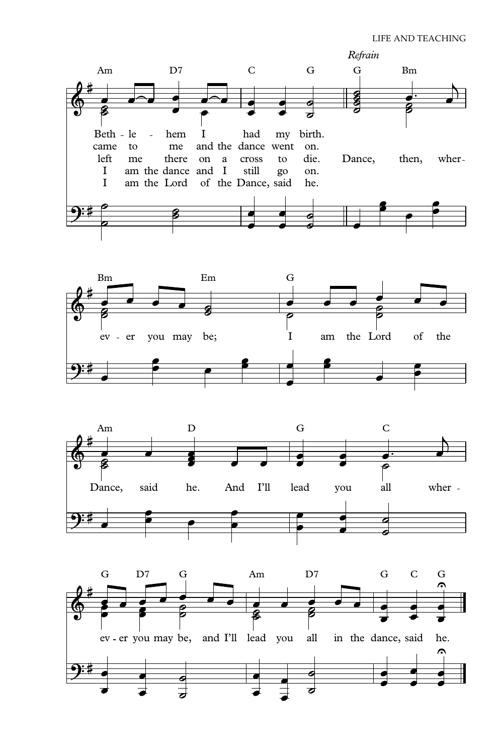Beth-le-hem I had my birth.
came to me and the dance went on.
left me there on a cross to die.
I am the dance and I still go on.
I am the Lord of the Dance, said he.

*Refrain*

Dance, then, wher-ever you may be;
I am the Lord of the Dance, said he.
And I'll lead you all wher-ever you may be,
and I'll lead you all in the dance, said he.